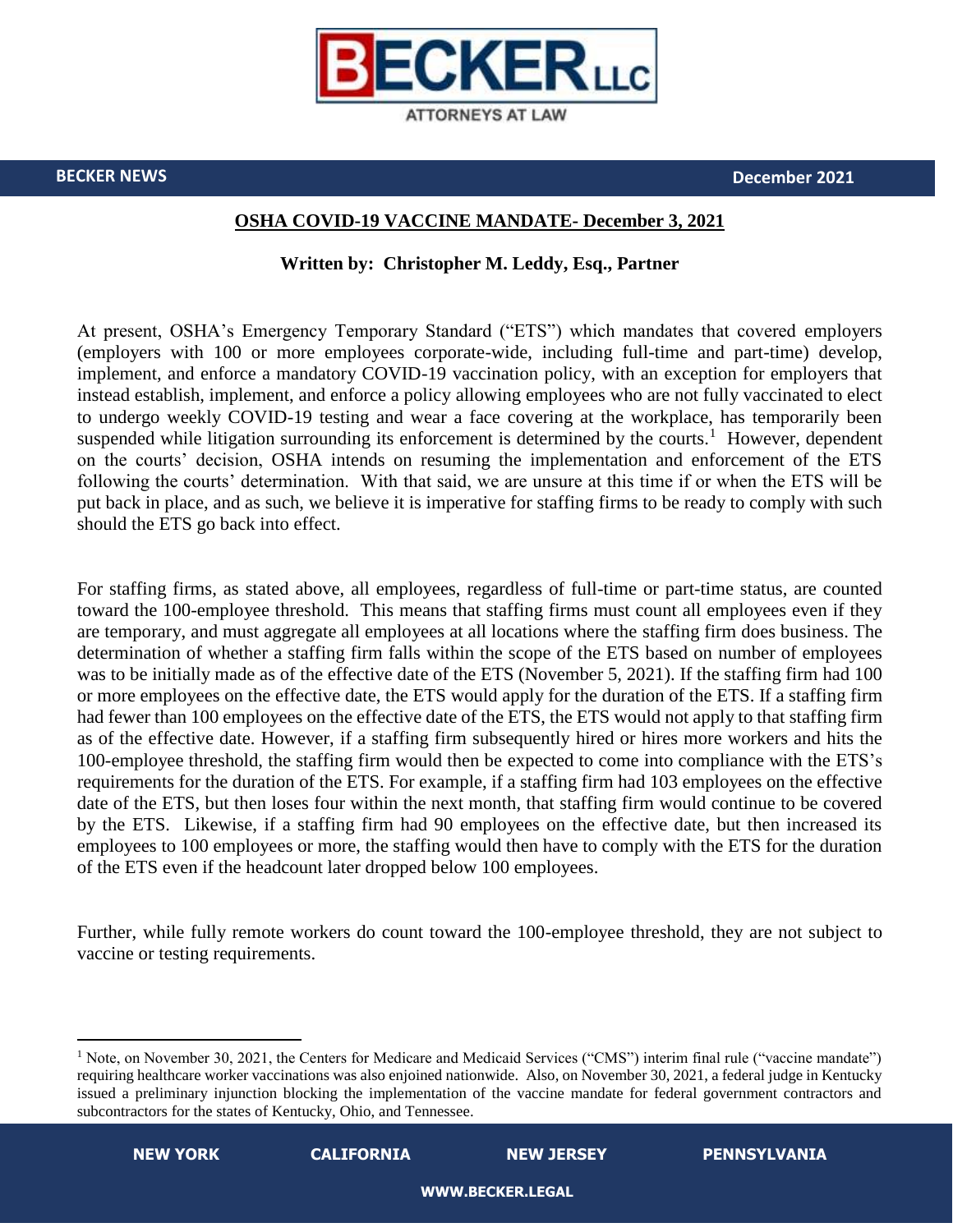BECKER LLC
ATTORNEYS AT LAW

**BECKER NEWS** **December 2021**

## OSHA COVID-19 VACCINE MANDATE- December 3, 2021

**Written by: Christopher M. Leddy, Esq., Partner**

At present, OSHA's Emergency Temporary Standard ("ETS") which mandates that covered employers (employers with 100 or more employees corporate-wide, including full-time and part-time) develop, implement, and enforce a mandatory COVID-19 vaccination policy, with an exception for employers that instead establish, implement, and enforce a policy allowing employees who are not fully vaccinated to elect to undergo weekly COVID-19 testing and wear a face covering at the workplace, has temporarily been suspended while litigation surrounding its enforcement is determined by the courts.[1] However, dependent on the courts' decision, OSHA intends on resuming the implementation and enforcement of the ETS following the courts' determination. With that said, we are unsure at this time if or when the ETS will be put back in place, and as such, we believe it is imperative for staffing firms to be ready to comply with such should the ETS go back into effect.

For staffing firms, as stated above, all employees, regardless of full-time or part-time status, are counted toward the 100-employee threshold. This means that staffing firms must count all employees even if they are temporary, and must aggregate all employees at all locations where the staffing firm does business. The determination of whether a staffing firm falls within the scope of the ETS based on number of employees was to be initially made as of the effective date of the ETS (November 5, 2021). If the staffing firm had 100 or more employees on the effective date, the ETS would apply for the duration of the ETS. If a staffing firm had fewer than 100 employees on the effective date of the ETS, the ETS would not apply to that staffing firm as of the effective date. However, if a staffing firm subsequently hired or hires more workers and hits the 100-employee threshold, the staffing firm would then be expected to come into compliance with the ETS's requirements for the duration of the ETS. For example, if a staffing firm had 103 employees on the effective date of the ETS, but then loses four within the next month, that staffing firm would continue to be covered by the ETS. Likewise, if a staffing firm had 90 employees on the effective date, but then increased its employees to 100 employees or more, the staffing would then have to comply with the ETS for the duration of the ETS even if the headcount later dropped below 100 employees.

Further, while fully remote workers do count toward the 100-employee threshold, they are not subject to vaccine or testing requirements.

---

[1] Note, on November 30, 2021, the Centers for Medicare and Medicaid Services ("CMS") interim final rule ("vaccine mandate") requiring healthcare worker vaccinations was also enjoined nationwide. Also, on November 30, 2021, a federal judge in Kentucky issued a preliminary injunction blocking the implementation of the vaccine mandate for federal government contractors and subcontractors for the states of Kentucky, Ohio, and Tennessee.

NEW YORK CALIFORNIA NEW JERSEY PENNSYLVANIA

WWW.BECKER.LEGAL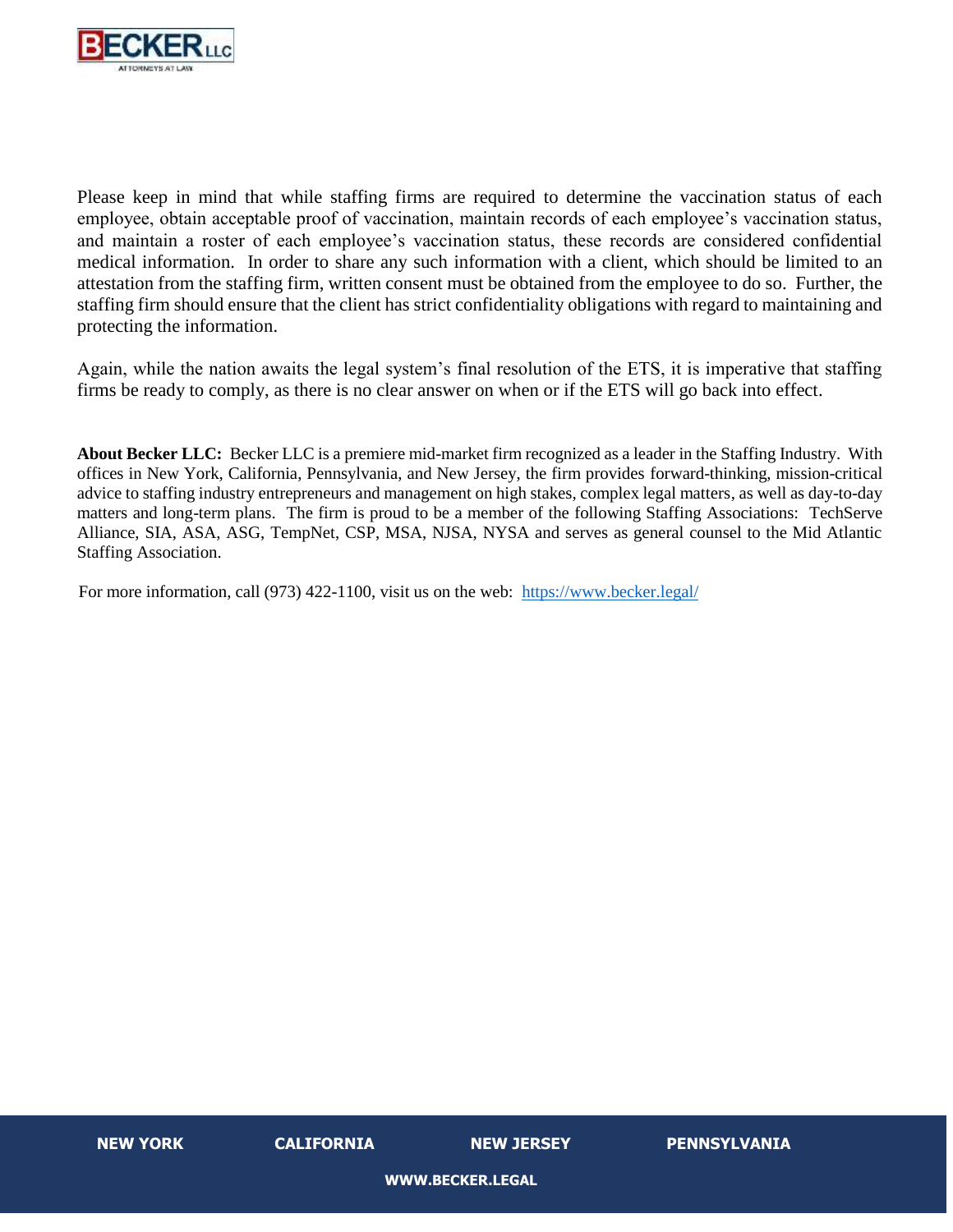Please keep in mind that while staffing firms are required to determine the vaccination status of each employee, obtain acceptable proof of vaccination, maintain records of each employee's vaccination status, and maintain a roster of each employee's vaccination status, these records are considered confidential medical information. In order to share any such information with a client, which should be limited to an attestation from the staffing firm, written consent must be obtained from the employee to do so. Further, the staffing firm should ensure that the client has strict confidentiality obligations with regard to maintaining and protecting the information.

Again, while the nation awaits the legal system's final resolution of the ETS, it is imperative that staffing firms be ready to comply, as there is no clear answer on when or if the ETS will go back into effect.

**About Becker LLC:** Becker LLC is a premiere mid-market firm recognized as a leader in the Staffing Industry. With offices in New York, California, Pennsylvania, and New Jersey, the firm provides forward-thinking, mission-critical advice to staffing industry entrepreneurs and management on high stakes, complex legal matters, as well as day-to-day matters and long-term plans. The firm is proud to be a member of the following Staffing Associations: TechServe Alliance, SIA, ASA, ASG, TempNet, CSP, MSA, NJSA, NYSA and serves as general counsel to the Mid Atlantic Staffing Association.

For more information, call (973) 422-1100, visit us on the web: [https://www.becker.legal/](https://www.becker.legal/)